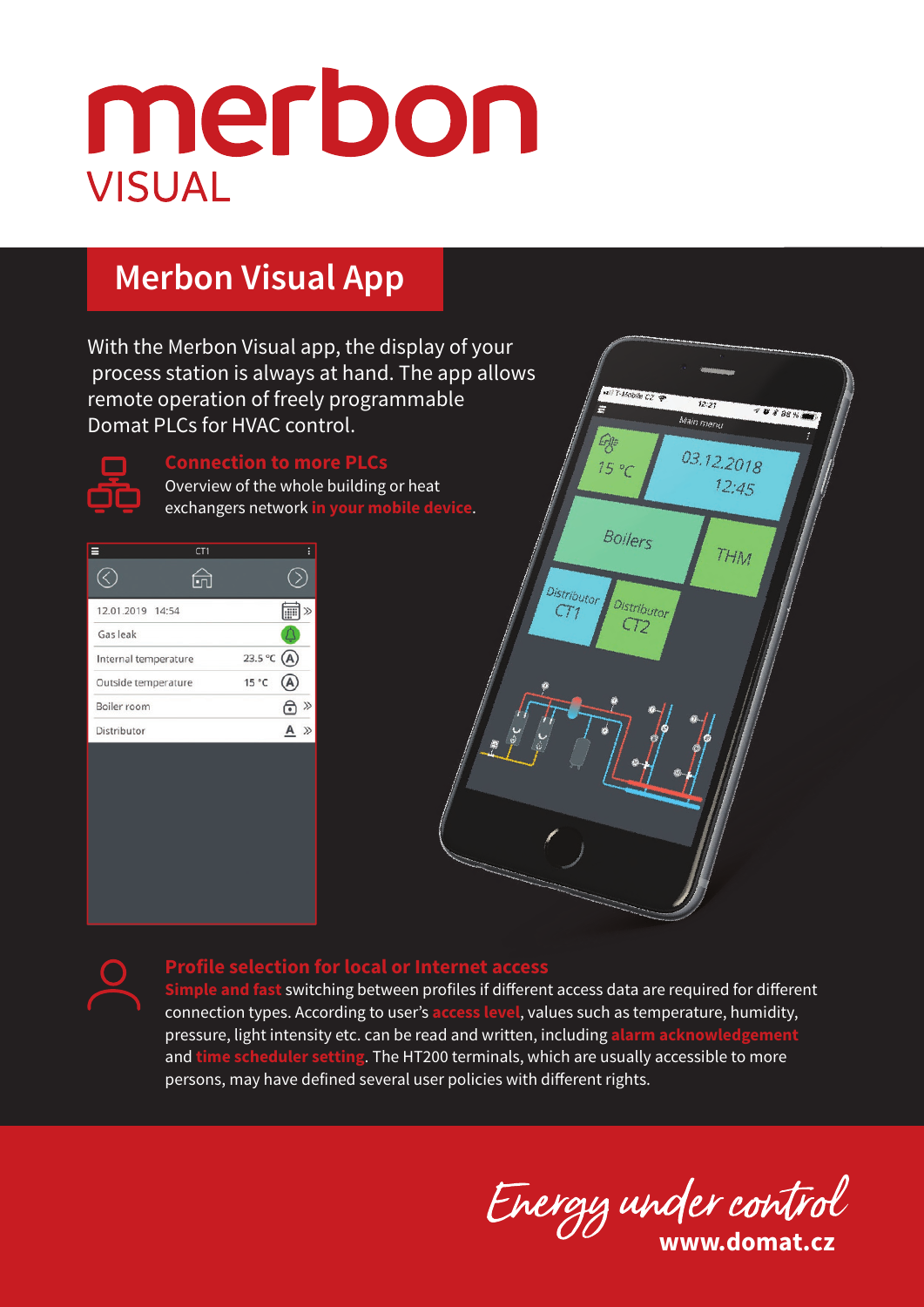# merbon
VISUAL

## Merbon Visual App

With the Merbon Visual app, the display of your process station is always at hand. The app allows remote operation of freely programmable Domat PLCs for HVAC control.

**Connection to more PLCs**
Overview of the whole building or heat exchangers network **in your mobile device**.

**Profile selection for local or Internet access**
**Simple and fast** switching between profiles if different access data are required for different connection types. According to user's **access level**, values such as temperature, humidity, pressure, light intensity etc. can be read and written, including **alarm acknowledgement** and **time scheduler setting**. The HT200 terminals, which are usually accessible to more persons, may have defined several user policies with different rights.

*Energy under control*
**www.domat.cz**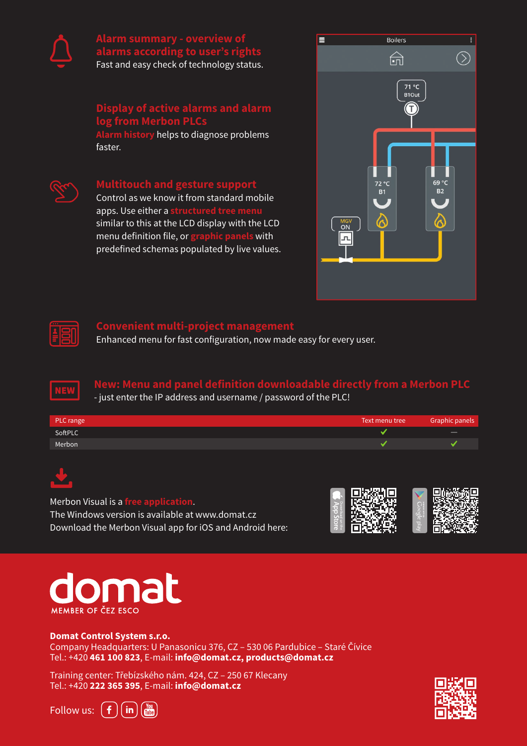## Alarm summary - overview of alarms according to user's rights

Fast and easy check of technology status.

## Display of active alarms and alarm log from Merbon PLCs

**Alarm history** helps to diagnose problems faster.

## Multitouch and gesture support

Control as we know it from standard mobile apps. Use either a **structured tree menu** similar to this at the LCD display with the LCD menu definition file, or **graphic panels** with predefined schemas populated by live values.

Boilers

71 °C
B1Out

72 °C
B1

69 °C
B2

MGV
ON

## Convenient multi-project management

Enhanced menu for fast configuration, now made easy for every user.

NEW

## New: Menu and panel definition downloadable directly from a Merbon PLC

- just enter the IP address and username / password of the PLC!

| PLC range | Text menu tree | Graphic panels |
|---|---|---|
| SoftPLC | ✓ | — |
| Merbon | ✓ | ✓ |

Merbon Visual is a **free application**.
The Windows version is available at www.domat.cz
Download the Merbon Visual app for iOS and Android here:

Download on the App Store

Get it on Google play

domat
MEMBER OF ČEZ ESCO

**Domat Control System s.r.o.**
Company Headquarters: U Panasonicu 376, CZ – 530 06 Pardubice – Staré Čívice
Tel.: +420 **461 100 823**, E-mail: **info@domat.cz, products@domat.cz**

Training center: Třebízského nám. 424, CZ – 250 67 Klecany
Tel.: +420 **222 365 395**, E-mail: **info@domat.cz**

Follow us: